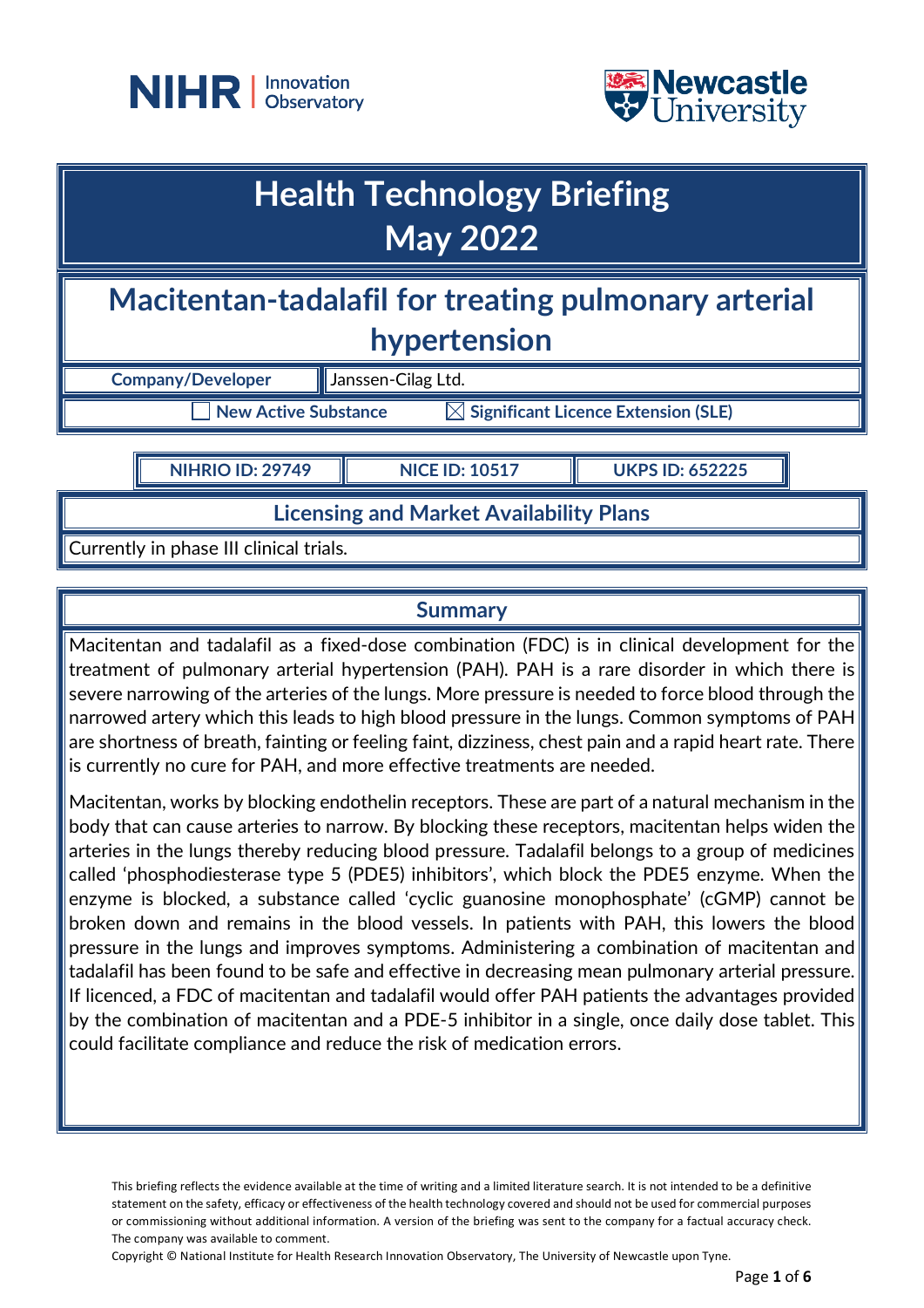# Health Technology Briefing
# May 2022

## Macitentan-tadalafil for treating pulmonary arterial hypertension

| Company/Developer | Janssen-Cilag Ltd. |
|---|---|

☐ New Active Substance ☒ Significant Licence Extension (SLE)

| NIHRIO ID: 29749 | NICE ID: 10517 | UKPS ID: 652225 |
|---|---|---|

### Licensing and Market Availability Plans

Currently in phase III clinical trials.

### Summary

Macitentan and tadalafil as a fixed-dose combination (FDC) is in clinical development for the treatment of pulmonary arterial hypertension (PAH). PAH is a rare disorder in which there is severe narrowing of the arteries of the lungs. More pressure is needed to force blood through the narrowed artery which this leads to high blood pressure in the lungs. Common symptoms of PAH are shortness of breath, fainting or feeling faint, dizziness, chest pain and a rapid heart rate. There is currently no cure for PAH, and more effective treatments are needed.

Macitentan, works by blocking endothelin receptors. These are part of a natural mechanism in the body that can cause arteries to narrow. By blocking these receptors, macitentan helps widen the arteries in the lungs thereby reducing blood pressure. Tadalafil belongs to a group of medicines called 'phosphodiesterase type 5 (PDE5) inhibitors', which block the PDE5 enzyme. When the enzyme is blocked, a substance called 'cyclic guanosine monophosphate' (cGMP) cannot be broken down and remains in the blood vessels. In patients with PAH, this lowers the blood pressure in the lungs and improves symptoms. Administering a combination of macitentan and tadalafil has been found to be safe and effective in decreasing mean pulmonary arterial pressure. If licenced, a FDC of macitentan and tadalafil would offer PAH patients the advantages provided by the combination of macitentan and a PDE-5 inhibitor in a single, once daily dose tablet. This could facilitate compliance and reduce the risk of medication errors.

This briefing reflects the evidence available at the time of writing and a limited literature search. It is not intended to be a definitive statement on the safety, efficacy or effectiveness of the health technology covered and should not be used for commercial purposes or commissioning without additional information. A version of the briefing was sent to the company for a factual accuracy check. The company was available to comment.

Copyright © National Institute for Health Research Innovation Observatory, The University of Newcastle upon Tyne.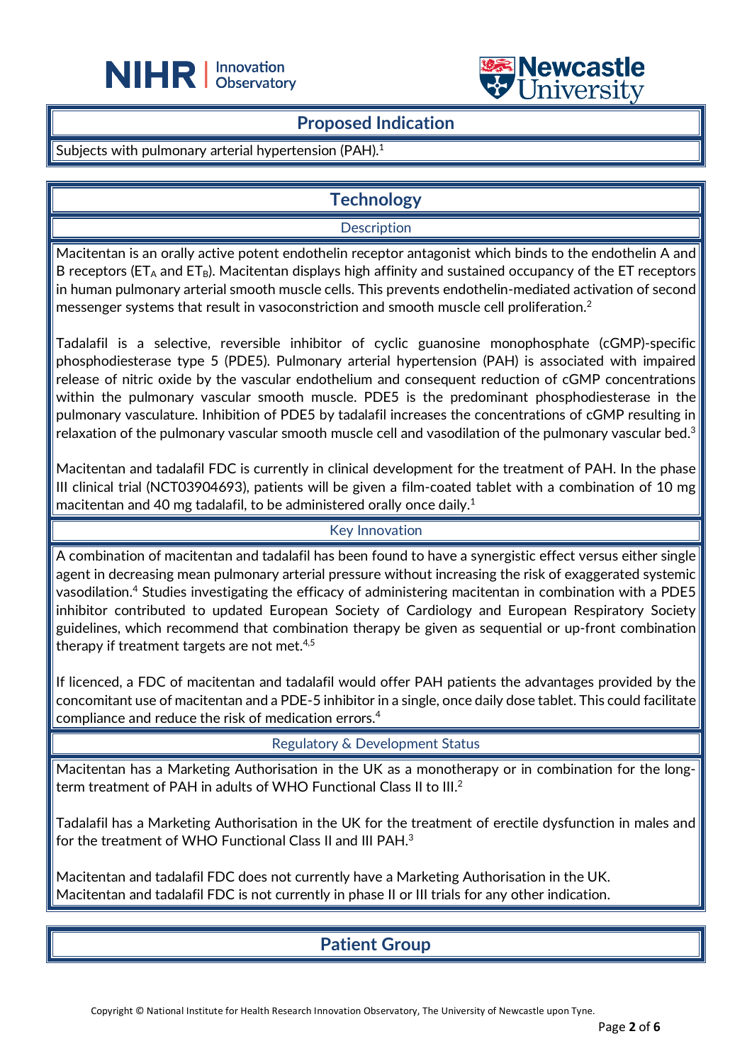## Proposed Indication

Subjects with pulmonary arterial hypertension (PAH).[1]

## Technology

### Description

Macitentan is an orally active potent endothelin receptor antagonist which binds to the endothelin A and B receptors ($ET_A$ and $ET_B$). Macitentan displays high affinity and sustained occupancy of the ET receptors in human pulmonary arterial smooth muscle cells. This prevents endothelin-mediated activation of second messenger systems that result in vasoconstriction and smooth muscle cell proliferation.[2]

Tadalafil is a selective, reversible inhibitor of cyclic guanosine monophosphate (cGMP)-specific phosphodiesterase type 5 (PDE5). Pulmonary arterial hypertension (PAH) is associated with impaired release of nitric oxide by the vascular endothelium and consequent reduction of cGMP concentrations within the pulmonary vascular smooth muscle. PDE5 is the predominant phosphodiesterase in the pulmonary vasculature. Inhibition of PDE5 by tadalafil increases the concentrations of cGMP resulting in relaxation of the pulmonary vascular smooth muscle cell and vasodilation of the pulmonary vascular bed.[3]

Macitentan and tadalafil FDC is currently in clinical development for the treatment of PAH. In the phase III clinical trial (NCT03904693), patients will be given a film-coated tablet with a combination of 10 mg macitentan and 40 mg tadalafil, to be administered orally once daily.[1]

### Key Innovation

A combination of macitentan and tadalafil has been found to have a synergistic effect versus either single agent in decreasing mean pulmonary arterial pressure without increasing the risk of exaggerated systemic vasodilation.[4] Studies investigating the efficacy of administering macitentan in combination with a PDE5 inhibitor contributed to updated European Society of Cardiology and European Respiratory Society guidelines, which recommend that combination therapy be given as sequential or up-front combination therapy if treatment targets are not met.[4,5]

If licenced, a FDC of macitentan and tadalafil would offer PAH patients the advantages provided by the concomitant use of macitentan and a PDE-5 inhibitor in a single, once daily dose tablet. This could facilitate compliance and reduce the risk of medication errors.[4]

### Regulatory & Development Status

Macitentan has a Marketing Authorisation in the UK as a monotherapy or in combination for the long-term treatment of PAH in adults of WHO Functional Class II to III.[2]

Tadalafil has a Marketing Authorisation in the UK for the treatment of erectile dysfunction in males and for the treatment of WHO Functional Class II and III PAH.[3]

Macitentan and tadalafil FDC does not currently have a Marketing Authorisation in the UK.
Macitentan and tadalafil FDC is not currently in phase II or III trials for any other indication.

## Patient Group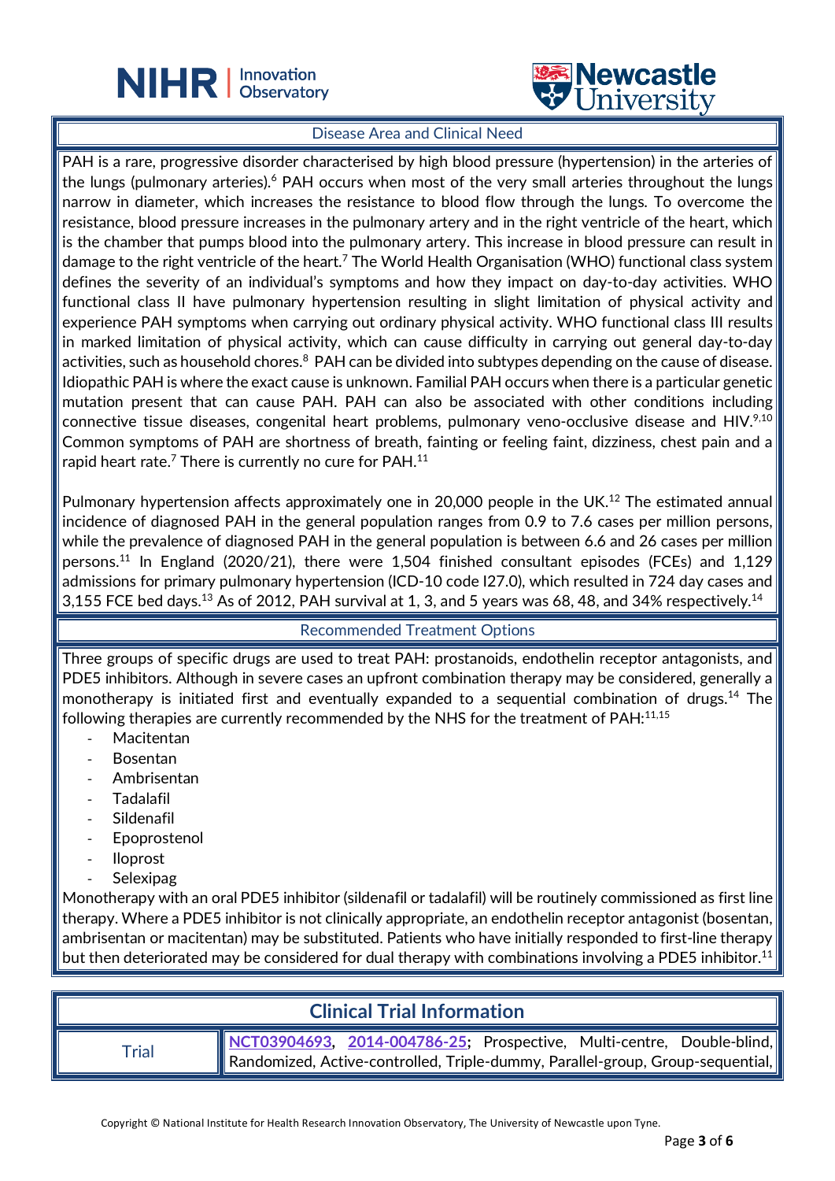## Disease Area and Clinical Need

PAH is a rare, progressive disorder characterised by high blood pressure (hypertension) in the arteries of the lungs (pulmonary arteries).[6] PAH occurs when most of the very small arteries throughout the lungs narrow in diameter, which increases the resistance to blood flow through the lungs. To overcome the resistance, blood pressure increases in the pulmonary artery and in the right ventricle of the heart, which is the chamber that pumps blood into the pulmonary artery. This increase in blood pressure can result in damage to the right ventricle of the heart.[7] The World Health Organisation (WHO) functional class system defines the severity of an individual's symptoms and how they impact on day-to-day activities. WHO functional class II have pulmonary hypertension resulting in slight limitation of physical activity and experience PAH symptoms when carrying out ordinary physical activity. WHO functional class III results in marked limitation of physical activity, which can cause difficulty in carrying out general day-to-day activities, such as household chores.[8] PAH can be divided into subtypes depending on the cause of disease. Idiopathic PAH is where the exact cause is unknown. Familial PAH occurs when there is a particular genetic mutation present that can cause PAH. PAH can also be associated with other conditions including connective tissue diseases, congenital heart problems, pulmonary veno-occlusive disease and HIV.[9,10] Common symptoms of PAH are shortness of breath, fainting or feeling faint, dizziness, chest pain and a rapid heart rate.[7] There is currently no cure for PAH.[11]

Pulmonary hypertension affects approximately one in 20,000 people in the UK.[12] The estimated annual incidence of diagnosed PAH in the general population ranges from 0.9 to 7.6 cases per million persons, while the prevalence of diagnosed PAH in the general population is between 6.6 and 26 cases per million persons.[11] In England (2020/21), there were 1,504 finished consultant episodes (FCEs) and 1,129 admissions for primary pulmonary hypertension (ICD-10 code I27.0), which resulted in 724 day cases and 3,155 FCE bed days.[13] As of 2012, PAH survival at 1, 3, and 5 years was 68, 48, and 34% respectively.[14]

## Recommended Treatment Options

Three groups of specific drugs are used to treat PAH: prostanoids, endothelin receptor antagonists, and PDE5 inhibitors. Although in severe cases an upfront combination therapy may be considered, generally a monotherapy is initiated first and eventually expanded to a sequential combination of drugs.[14] The following therapies are currently recommended by the NHS for the treatment of PAH:[11,15]

- Macitentan
- Bosentan
- Ambrisentan
- Tadalafil
- Sildenafil
- Epoprostenol
- Iloprost
- Selexipag

Monotherapy with an oral PDE5 inhibitor (sildenafil or tadalafil) will be routinely commissioned as first line therapy. Where a PDE5 inhibitor is not clinically appropriate, an endothelin receptor antagonist (bosentan, ambrisentan or macitentan) may be substituted. Patients who have initially responded to first-line therapy but then deteriorated may be considered for dual therapy with combinations involving a PDE5 inhibitor.[11]

## Clinical Trial Information

| | |
|---|---|
| Trial | NCT03904693, 2014-004786-25; Prospective, Multi-centre, Double-blind, Randomized, Active-controlled, Triple-dummy, Parallel-group, Group-sequential, |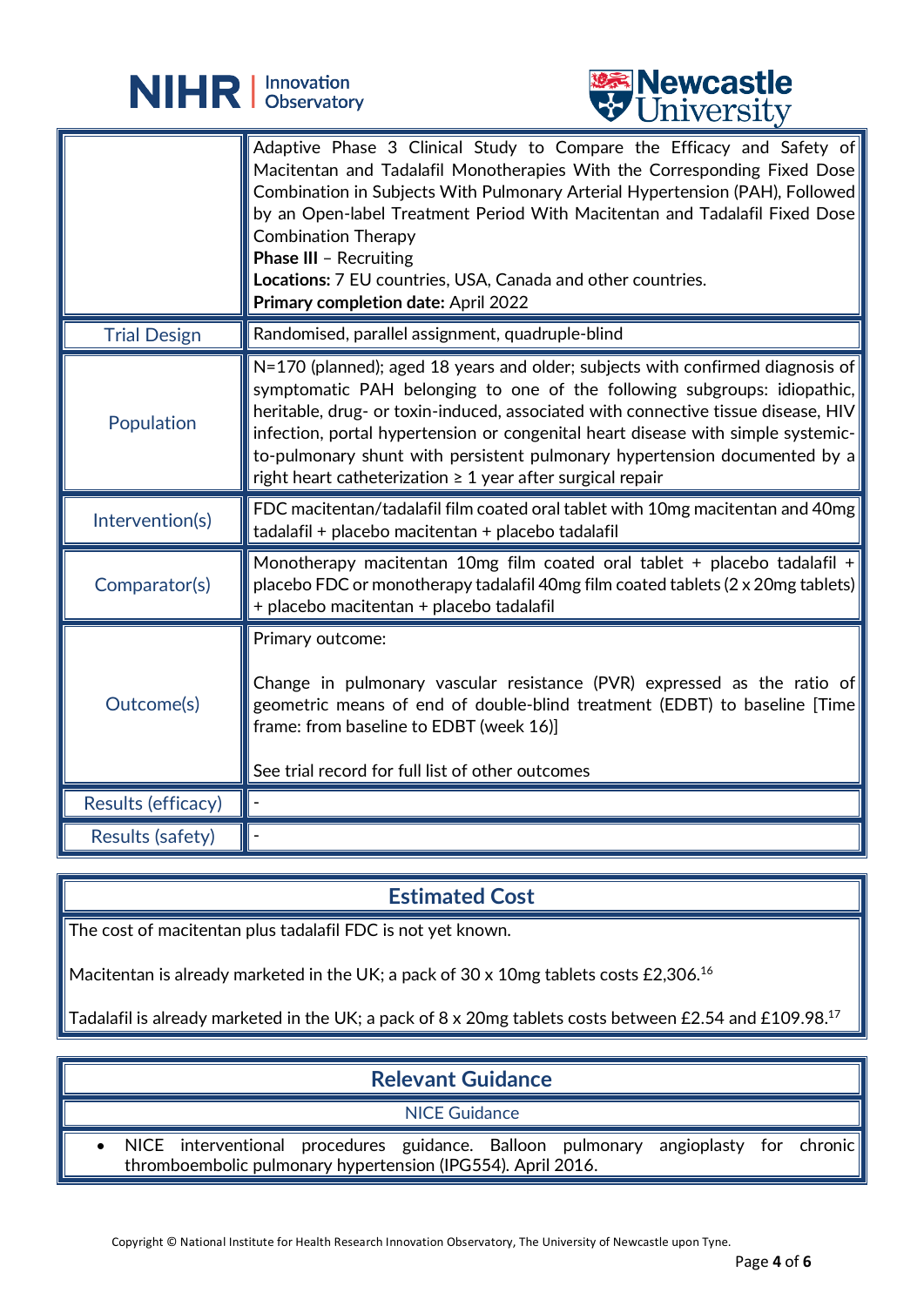| | |
|---|---|
| | Adaptive Phase 3 Clinical Study to Compare the Efficacy and Safety of Macitentan and Tadalafil Monotherapies With the Corresponding Fixed Dose Combination in Subjects With Pulmonary Arterial Hypertension (PAH), Followed by an Open-label Treatment Period With Macitentan and Tadalafil Fixed Dose Combination Therapy<br>**Phase III** – Recruiting<br>**Locations:** 7 EU countries, USA, Canada and other countries.<br>**Primary completion date:** April 2022 |
| Trial Design | Randomised, parallel assignment, quadruple-blind |
| Population | N=170 (planned); aged 18 years and older; subjects with confirmed diagnosis of symptomatic PAH belonging to one of the following subgroups: idiopathic, heritable, drug- or toxin-induced, associated with connective tissue disease, HIV infection, portal hypertension or congenital heart disease with simple systemic-to-pulmonary shunt with persistent pulmonary hypertension documented by a right heart catheterization ≥ 1 year after surgical repair |
| Intervention(s) | FDC macitentan/tadalafil film coated oral tablet with 10mg macitentan and 40mg tadalafil + placebo macitentan + placebo tadalafil |
| Comparator(s) | Monotherapy macitentan 10mg film coated oral tablet + placebo tadalafil + placebo FDC or monotherapy tadalafil 40mg film coated tablets (2 x 20mg tablets) + placebo macitentan + placebo tadalafil |
| Outcome(s) | Primary outcome:<br><br>Change in pulmonary vascular resistance (PVR) expressed as the ratio of geometric means of end of double-blind treatment (EDBT) to baseline [Time frame: from baseline to EDBT (week 16)]<br><br>See trial record for full list of other outcomes |
| Results (efficacy) | - |
| Results (safety) | - |

## Estimated Cost

The cost of macitentan plus tadalafil FDC is not yet known.

Macitentan is already marketed in the UK; a pack of 30 x 10mg tablets costs £2,306.[16]

Tadalafil is already marketed in the UK; a pack of 8 x 20mg tablets costs between £2.54 and £109.98.[17]

## Relevant Guidance

### NICE Guidance

- NICE interventional procedures guidance. Balloon pulmonary angioplasty for chronic thromboembolic pulmonary hypertension (IPG554). April 2016.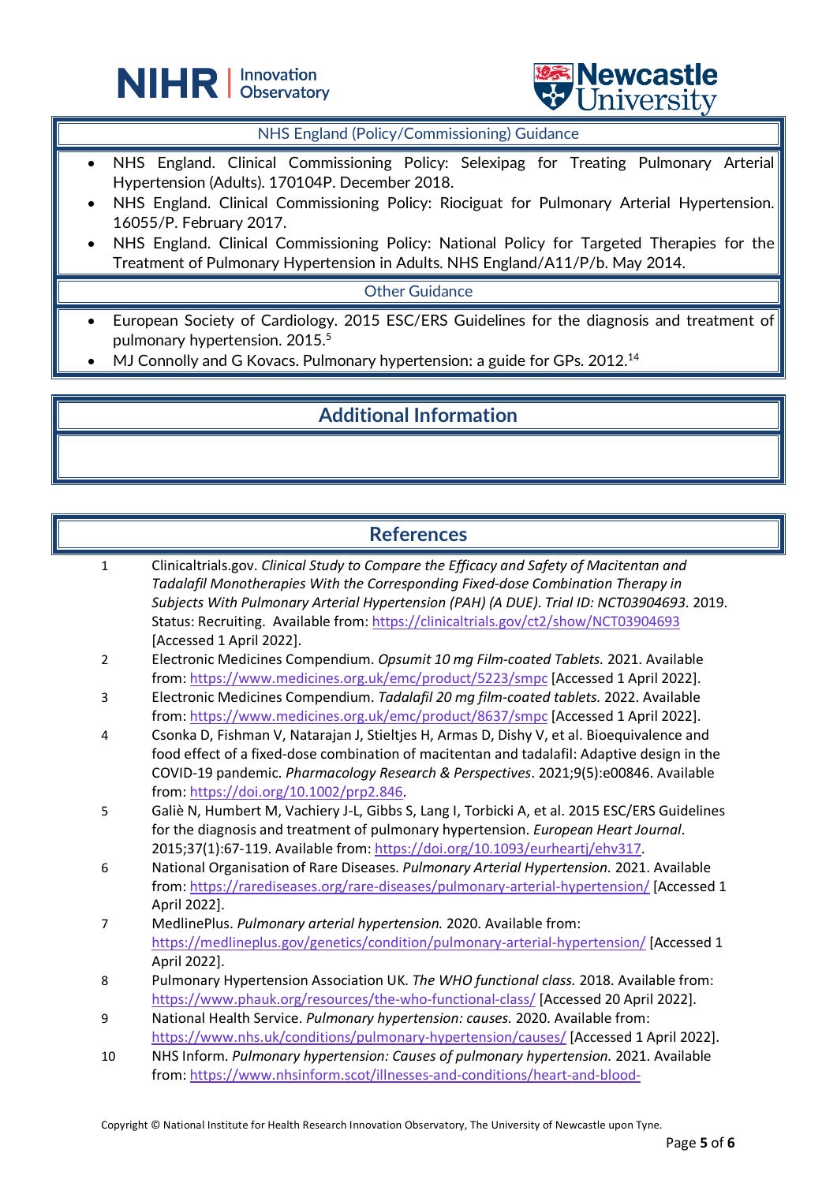### NHS England (Policy/Commissioning) Guidance

- NHS England. Clinical Commissioning Policy: Selexipag for Treating Pulmonary Arterial Hypertension (Adults). 170104P. December 2018.
- NHS England. Clinical Commissioning Policy: Riociguat for Pulmonary Arterial Hypertension. 16055/P. February 2017.
- NHS England. Clinical Commissioning Policy: National Policy for Targeted Therapies for the Treatment of Pulmonary Hypertension in Adults. NHS England/A11/P/b. May 2014.

### Other Guidance

- European Society of Cardiology. 2015 ESC/ERS Guidelines for the diagnosis and treatment of pulmonary hypertension. 2015.[5]
- MJ Connolly and G Kovacs. Pulmonary hypertension: a guide for GPs. 2012.[14]

## Additional Information

## References

1. Clinicaltrials.gov. *Clinical Study to Compare the Efficacy and Safety of Macitentan and Tadalafil Monotherapies With the Corresponding Fixed-dose Combination Therapy in Subjects With Pulmonary Arterial Hypertension (PAH) (A DUE)*. *Trial ID: NCT03904693*. 2019. Status: Recruiting. Available from: https://clinicaltrials.gov/ct2/show/NCT03904693 [Accessed 1 April 2022].
2. Electronic Medicines Compendium. *Opsumit 10 mg Film-coated Tablets.* 2021. Available from: https://www.medicines.org.uk/emc/product/5223/smpc [Accessed 1 April 2022].
3. Electronic Medicines Compendium. *Tadalafil 20 mg film-coated tablets.* 2022. Available from: https://www.medicines.org.uk/emc/product/8637/smpc [Accessed 1 April 2022].
4. Csonka D, Fishman V, Natarajan J, Stieltjes H, Armas D, Dishy V, et al. Bioequivalence and food effect of a fixed-dose combination of macitentan and tadalafil: Adaptive design in the COVID-19 pandemic. *Pharmacology Research & Perspectives*. 2021;9(5):e00846. Available from: https://doi.org/10.1002/prp2.846.
5. Galiè N, Humbert M, Vachiery J-L, Gibbs S, Lang I, Torbicki A, et al. 2015 ESC/ERS Guidelines for the diagnosis and treatment of pulmonary hypertension. *European Heart Journal*. 2015;37(1):67-119. Available from: https://doi.org/10.1093/eurheartj/ehv317.
6. National Organisation of Rare Diseases. *Pulmonary Arterial Hypertension.* 2021. Available from: https://rarediseases.org/rare-diseases/pulmonary-arterial-hypertension/ [Accessed 1 April 2022].
7. MedlinePlus. *Pulmonary arterial hypertension.* 2020. Available from: https://medlineplus.gov/genetics/condition/pulmonary-arterial-hypertension/ [Accessed 1 April 2022].
8. Pulmonary Hypertension Association UK. *The WHO functional class.* 2018. Available from: https://www.phauk.org/resources/the-who-functional-class/ [Accessed 20 April 2022].
9. National Health Service. *Pulmonary hypertension: causes.* 2020. Available from: https://www.nhs.uk/conditions/pulmonary-hypertension/causes/ [Accessed 1 April 2022].
10. NHS Inform. *Pulmonary hypertension: Causes of pulmonary hypertension.* 2021. Available from: https://www.nhsinform.scot/illnesses-and-conditions/heart-and-blood-

Copyright © National Institute for Health Research Innovation Observatory, The University of Newcastle upon Tyne.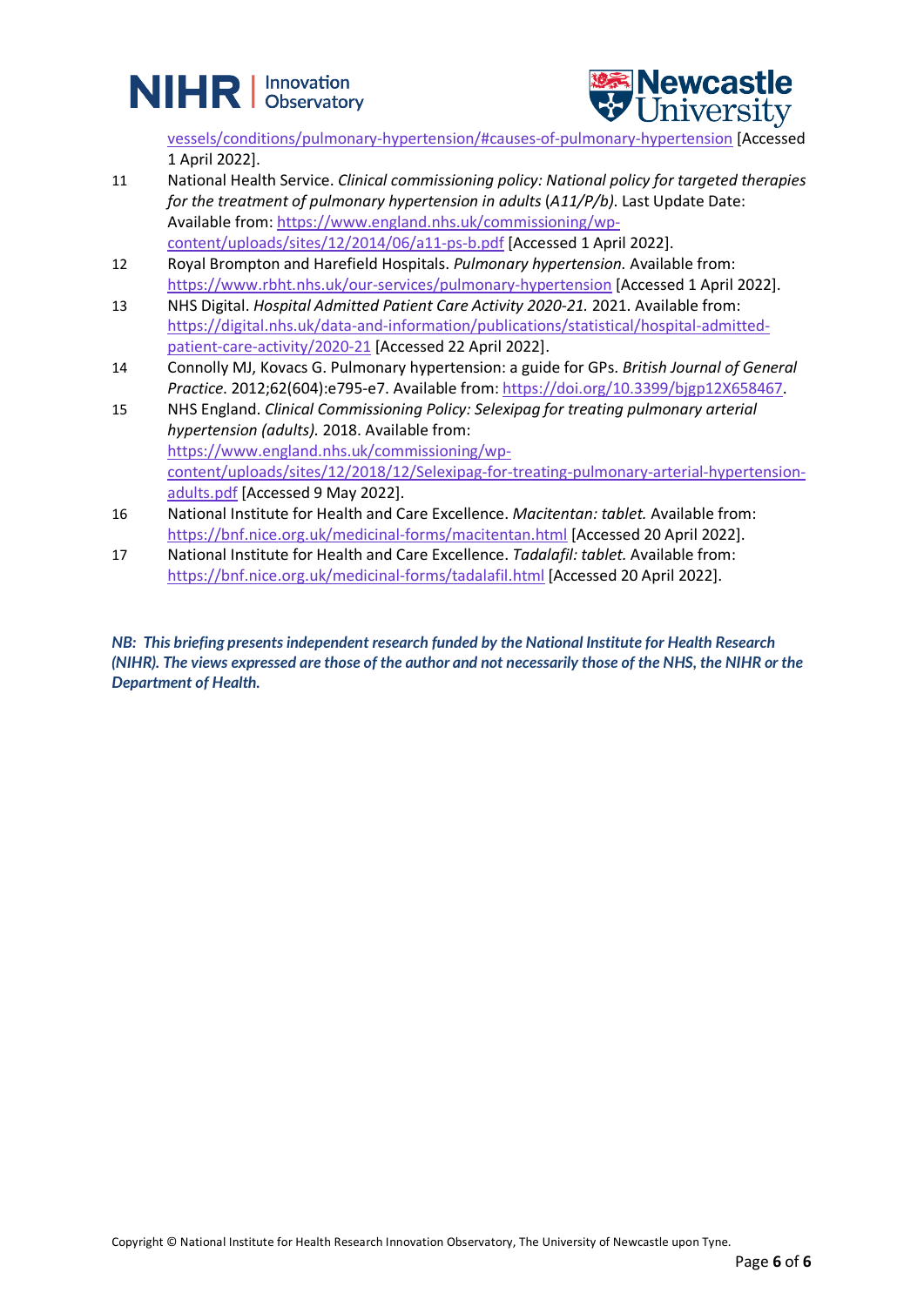vessels/conditions/pulmonary-hypertension/#causes-of-pulmonary-hypertension [Accessed 1 April 2022].

11. National Health Service. *Clinical commissioning policy: National policy for targeted therapies for the treatment of pulmonary hypertension in adults (A11/P/b).* Last Update Date: Available from: https://www.england.nhs.uk/commissioning/wp-content/uploads/sites/12/2014/06/a11-ps-b.pdf [Accessed 1 April 2022].
12. Royal Brompton and Harefield Hospitals. *Pulmonary hypertension.* Available from: https://www.rbht.nhs.uk/our-services/pulmonary-hypertension [Accessed 1 April 2022].
13. NHS Digital. *Hospital Admitted Patient Care Activity 2020-21.* 2021. Available from: https://digital.nhs.uk/data-and-information/publications/statistical/hospital-admitted-patient-care-activity/2020-21 [Accessed 22 April 2022].
14. Connolly MJ, Kovacs G. Pulmonary hypertension: a guide for GPs. *British Journal of General Practice.* 2012;62(604):e795-e7. Available from: https://doi.org/10.3399/bjgp12X658467.
15. NHS England. *Clinical Commissioning Policy: Selexipag for treating pulmonary arterial hypertension (adults).* 2018. Available from: https://www.england.nhs.uk/commissioning/wp-content/uploads/sites/12/2018/12/Selexipag-for-treating-pulmonary-arterial-hypertension-adults.pdf [Accessed 9 May 2022].
16. National Institute for Health and Care Excellence. *Macitentan: tablet.* Available from: https://bnf.nice.org.uk/medicinal-forms/macitentan.html [Accessed 20 April 2022].
17. National Institute for Health and Care Excellence. *Tadalafil: tablet.* Available from: https://bnf.nice.org.uk/medicinal-forms/tadalafil.html [Accessed 20 April 2022].

***NB: This briefing presents independent research funded by the National Institute for Health Research (NIHR). The views expressed are those of the author and not necessarily those of the NHS, the NIHR or the Department of Health.***

Copyright © National Institute for Health Research Innovation Observatory, The University of Newcastle upon Tyne.